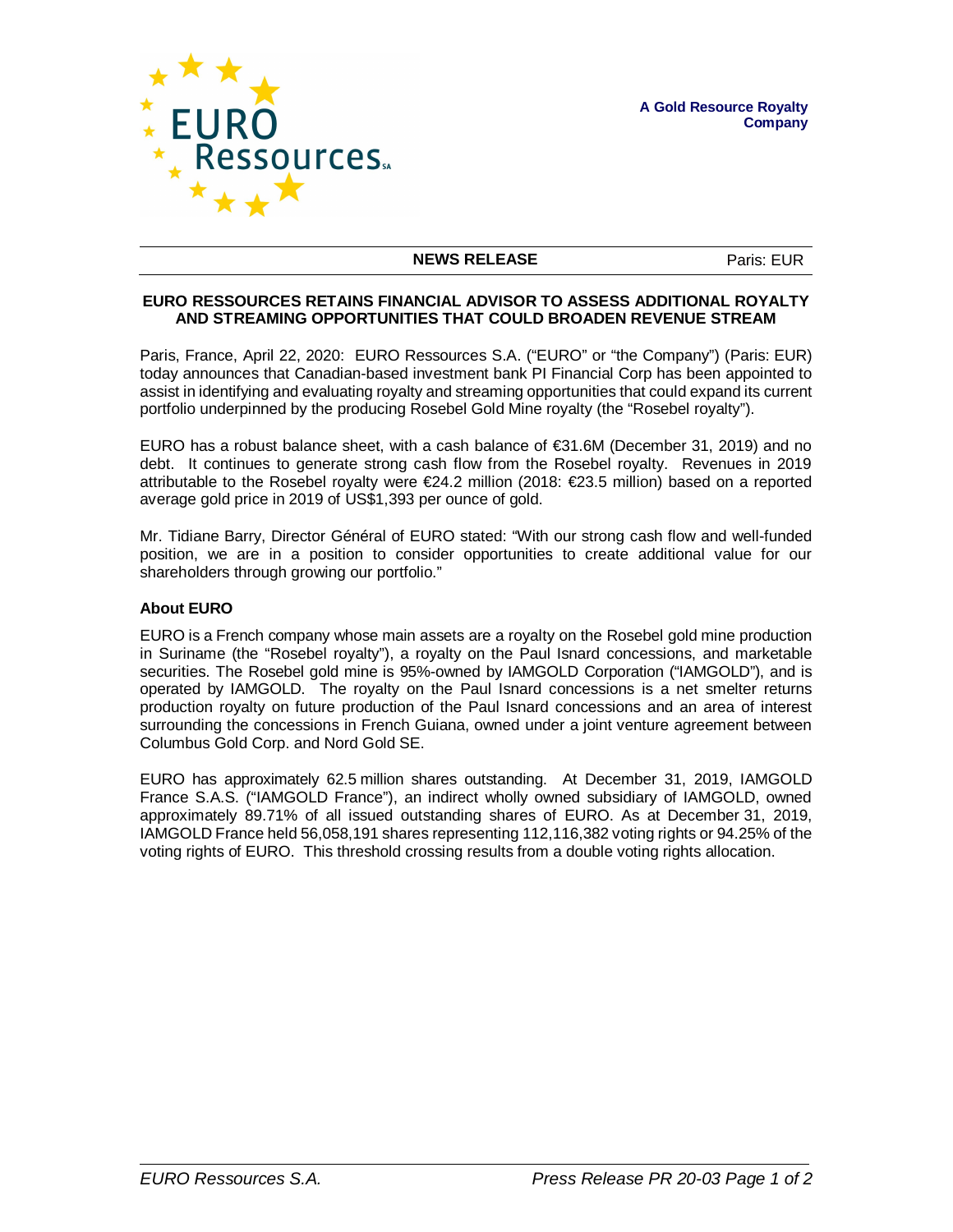A Gold Resource Royalty Company

**NEWS RELEASE** Paris: EUR

**EURO RESSOURCES RETAINS FINANCIAL ADVISOR TO ASSESS ADDITIONAL ROYALTY AND STREAMING OPPORTUNITIES THAT COULD BROADEN REVENUE STREAM**

Paris, France, April 22, 2020: EURO Ressources S.A. ("EURO" or "the Company") (Paris: EUR) today announces that Canadian-based investment bank PI Financial Corp has been appointed to assist in identifying and evaluating royalty and streaming opportunities that could expand its current portfolio underpinned by the producing Rosebel Gold Mine royalty (the "Rosebel royalty").

EURO has a robust balance sheet, with a cash balance of €31.6M (December 31, 2019) and no debt. It continues to generate strong cash flow from the Rosebel royalty. Revenues in 2019 attributable to the Rosebel royalty were €24.2 million (2018: €23.5 million) based on a reported average gold price in 2019 of US$1,393 per ounce of gold.

Mr. Tidiane Barry, Director Général of EURO stated: "With our strong cash flow and well-funded position, we are in a position to consider opportunities to create additional value for our shareholders through growing our portfolio."

**About EURO**

EURO is a French company whose main assets are a royalty on the Rosebel gold mine production in Suriname (the "Rosebel royalty"), a royalty on the Paul Isnard concessions, and marketable securities. The Rosebel gold mine is 95%-owned by IAMGOLD Corporation ("IAMGOLD"), and is operated by IAMGOLD. The royalty on the Paul Isnard concessions is a net smelter returns production royalty on future production of the Paul Isnard concessions and an area of interest surrounding the concessions in French Guiana, owned under a joint venture agreement between Columbus Gold Corp. and Nord Gold SE.

EURO has approximately 62.5 million shares outstanding. At December 31, 2019, IAMGOLD France S.A.S. ("IAMGOLD France"), an indirect wholly owned subsidiary of IAMGOLD, owned approximately 89.71% of all issued outstanding shares of EURO. As at December 31, 2019, IAMGOLD France held 56,058,191 shares representing 112,116,382 voting rights or 94.25% of the voting rights of EURO. This threshold crossing results from a double voting rights allocation.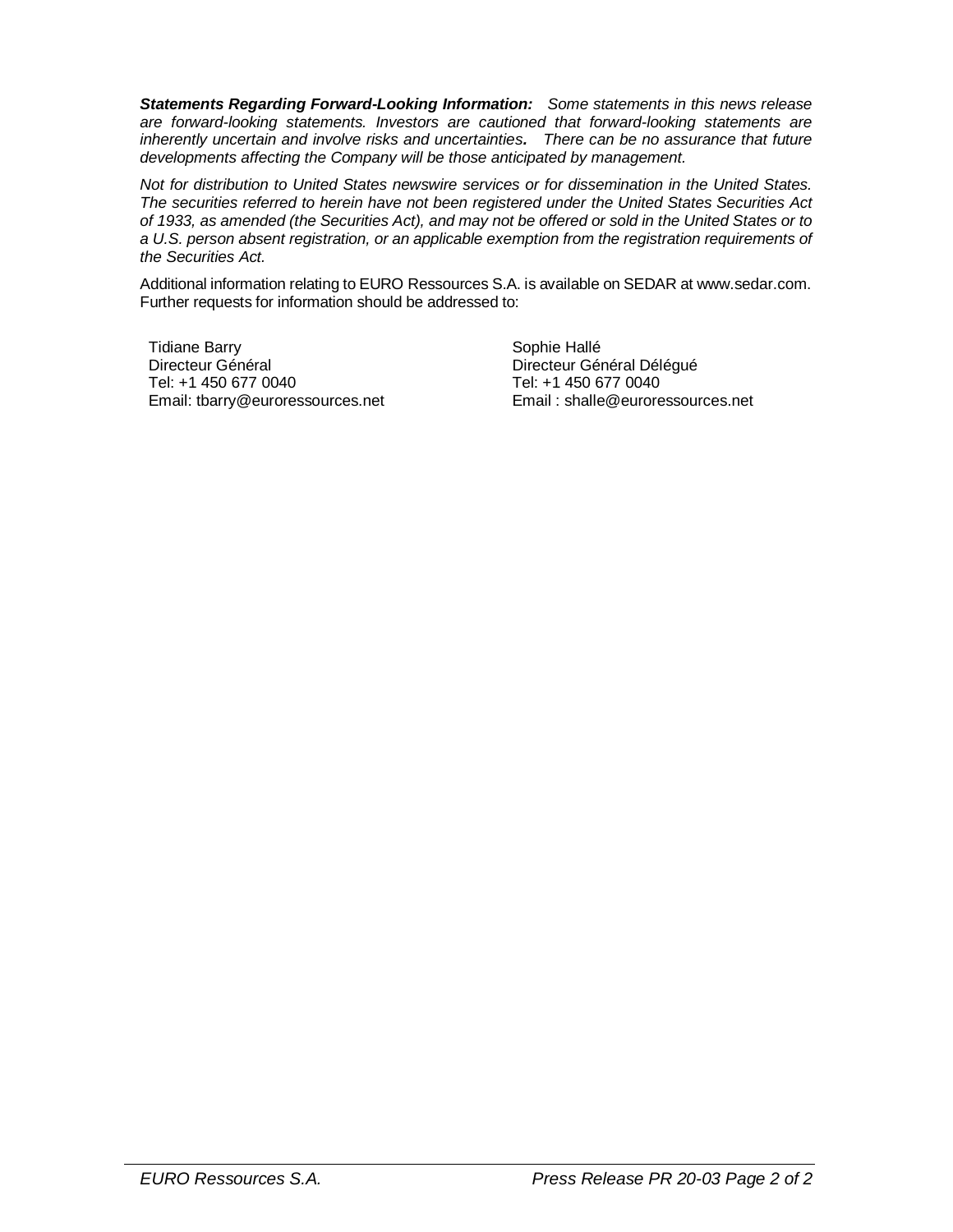***Statements Regarding Forward-Looking Information:*** *Some statements in this news release are forward-looking statements. Investors are cautioned that forward-looking statements are inherently uncertain and involve risks and uncertainties.* *There can be no assurance that future developments affecting the Company will be those anticipated by management.*

*Not for distribution to United States newswire services or for dissemination in the United States. The securities referred to herein have not been registered under the United States Securities Act of 1933, as amended (the Securities Act), and may not be offered or sold in the United States or to a U.S. person absent registration, or an applicable exemption from the registration requirements of the Securities Act.*

Additional information relating to EURO Ressources S.A. is available on SEDAR at www.sedar.com. Further requests for information should be addressed to:

Tidiane Barry
Directeur Général
Tel: +1 450 677 0040
Email: tbarry@euroressources.net

Sophie Hallé
Directeur Général Délégué
Tel: +1 450 677 0040
Email : shalle@euroressources.net